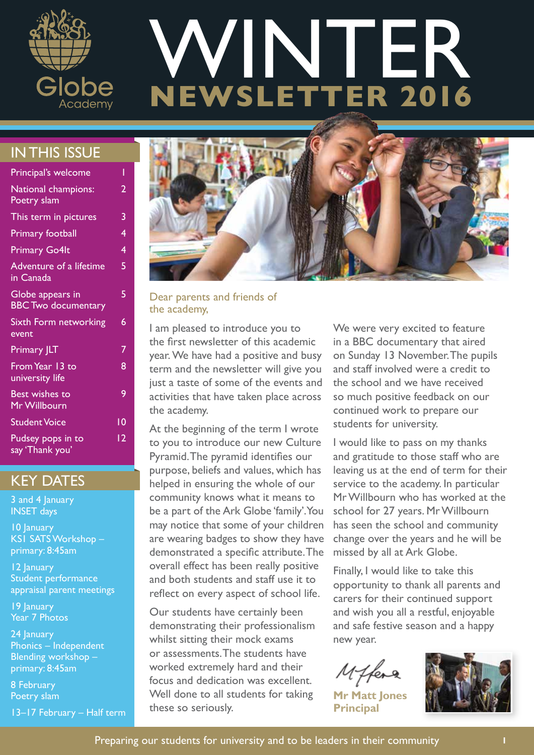Globe Academy

# WINTER NEWSLETTER 2016

## IN THIS ISSUE

| | |
|---|---|
| Principal's welcome | 1 |
| National champions: Poetry slam | 2 |
| This term in pictures | 3 |
| Primary football | 4 |
| Primary Go4It | 4 |
| Adventure of a lifetime in Canada | 5 |
| Globe appears in BBC Two documentary | 5 |
| Sixth Form networking event | 6 |
| Primary JLT | 7 |
| From Year 13 to university life | 8 |
| Best wishes to Mr Willbourn | 9 |
| Student Voice | 10 |
| Pudsey pops in to say 'Thank you' | 12 |

## KEY DATES

3 and 4 January
INSET days

10 January
KS1 SATS Workshop – primary: 8:45am

12 January
Student performance appraisal parent meetings

19 January
Year 7 Photos

24 January
Phonics – Independent Blending workshop – primary: 8:45am

8 February
Poetry slam

13–17 February – Half term

Dear parents and friends of the academy,

I am pleased to introduce you to the first newsletter of this academic year. We have had a positive and busy term and the newsletter will give you just a taste of some of the events and activities that have taken place across the academy.

At the beginning of the term I wrote to you to introduce our new Culture Pyramid. The pyramid identifies our purpose, beliefs and values, which has helped in ensuring the whole of our community knows what it means to be a part of the Ark Globe 'family'. You may notice that some of your children are wearing badges to show they have demonstrated a specific attribute. The overall effect has been really positive and both students and staff use it to reflect on every aspect of school life.

Our students have certainly been demonstrating their professionalism whilst sitting their mock exams or assessments. The students have worked extremely hard and their focus and dedication was excellent. Well done to all students for taking these so seriously.

We were very excited to feature in a BBC documentary that aired on Sunday 13 November. The pupils and staff involved were a credit to the school and we have received so much positive feedback on our continued work to prepare our students for university.

I would like to pass on my thanks and gratitude to those staff who are leaving us at the end of term for their service to the academy. In particular Mr Willbourn who has worked at the school for 27 years. Mr Willbourn has seen the school and community change over the years and he will be missed by all at Ark Globe.

Finally, I would like to take this opportunity to thank all parents and carers for their continued support and wish you all a restful, enjoyable and safe festive season and a happy new year.

**Mr Matt Jones**
**Principal**

Preparing our students for university and to be leaders in their community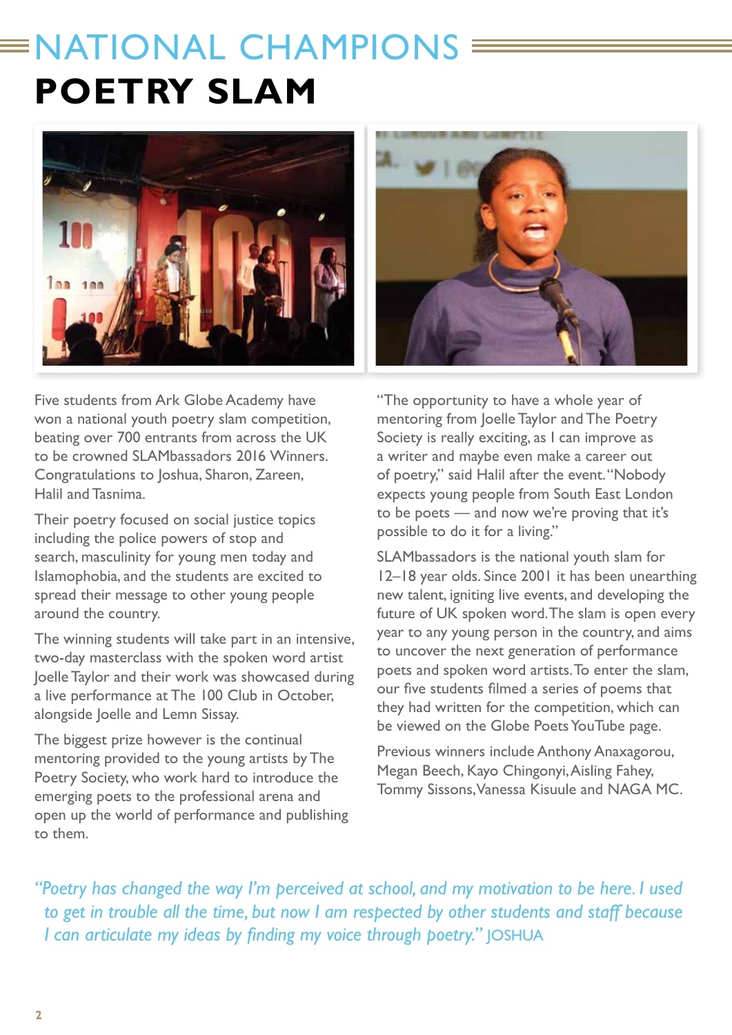# NATIONAL CHAMPIONS
## POETRY SLAM

Five students from Ark Globe Academy have won a national youth poetry slam competition, beating over 700 entrants from across the UK to be crowned SLAMbassadors 2016 Winners. Congratulations to Joshua, Sharon, Zareen, Halil and Tasnima.

Their poetry focused on social justice topics including the police powers of stop and search, masculinity for young men today and Islamophobia, and the students are excited to spread their message to other young people around the country.

The winning students will take part in an intensive, two-day masterclass with the spoken word artist Joelle Taylor and their work was showcased during a live performance at The 100 Club in October, alongside Joelle and Lemn Sissay.

The biggest prize however is the continual mentoring provided to the young artists by The Poetry Society, who work hard to introduce the emerging poets to the professional arena and open up the world of performance and publishing to them.

"The opportunity to have a whole year of mentoring from Joelle Taylor and The Poetry Society is really exciting, as I can improve as a writer and maybe even make a career out of poetry," said Halil after the event. "Nobody expects young people from South East London to be poets — and now we're proving that it's possible to do it for a living."

SLAMbassadors is the national youth slam for 12–18 year olds. Since 2001 it has been unearthing new talent, igniting live events, and developing the future of UK spoken word. The slam is open every year to any young person in the country, and aims to uncover the next generation of performance poets and spoken word artists. To enter the slam, our five students filmed a series of poems that they had written for the competition, which can be viewed on the Globe Poets YouTube page.

Previous winners include Anthony Anaxagorou, Megan Beech, Kayo Chingonyi, Aisling Fahey, Tommy Sissons, Vanessa Kisuule and NAGA MC.

*"Poetry has changed the way I'm perceived at school, and my motivation to be here. I used to get in trouble all the time, but now I am respected by other students and staff because I can articulate my ideas by finding my voice through poetry."* JOSHUA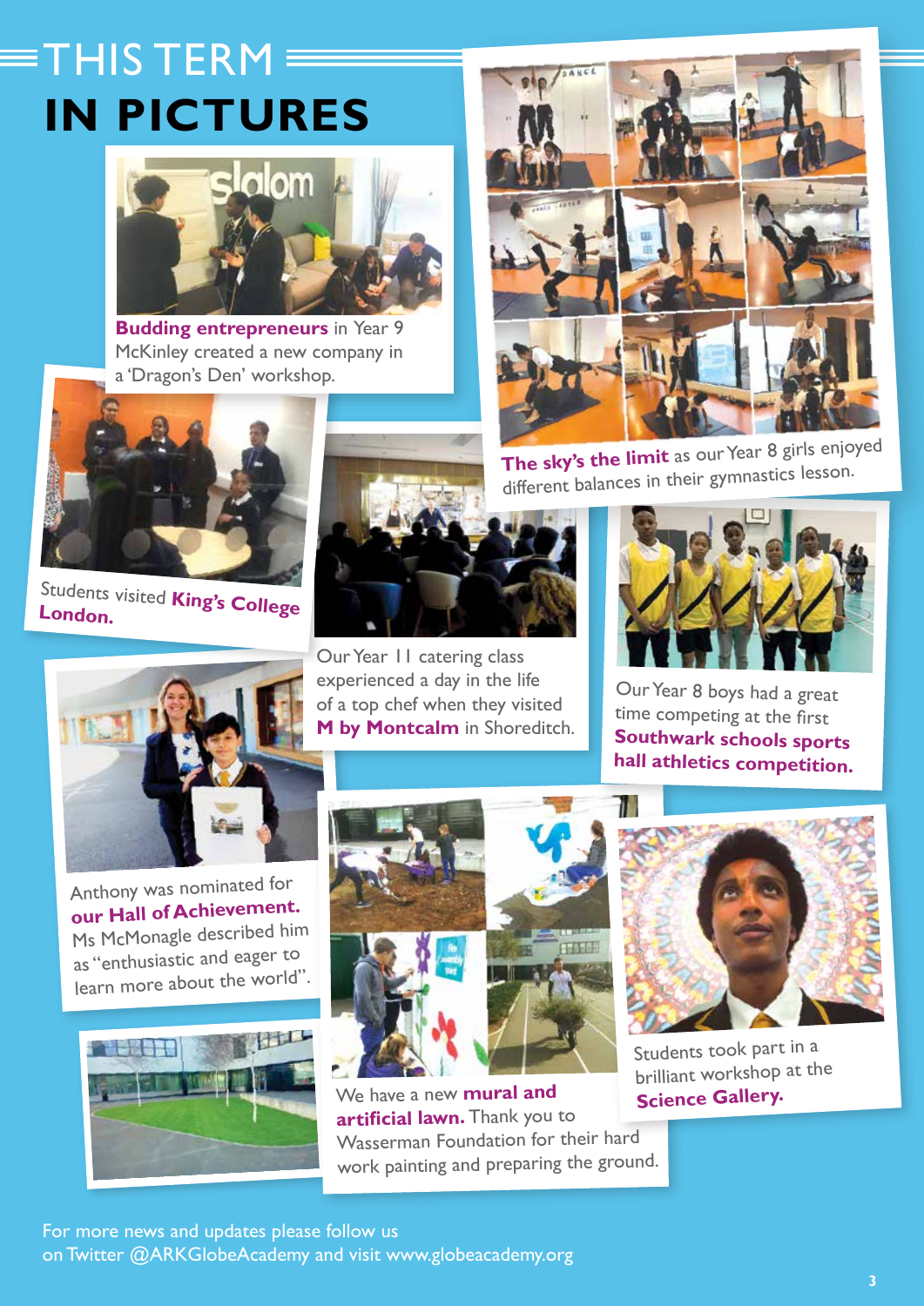# THIS TERM IN PICTURES

**Budding entrepreneurs** in Year 9 McKinley created a new company in a 'Dragon's Den' workshop.

Students visited **King's College London.**

**The sky's the limit** as our Year 8 girls enjoyed different balances in their gymnastics lesson.

Our Year 11 catering class experienced a day in the life of a top chef when they visited **M by Montcalm** in Shoreditch.

Our Year 8 boys had a great time competing at the first **Southwark schools sports hall athletics competition.**

Anthony was nominated for **our Hall of Achievement.** Ms McMonagle described him as "enthusiastic and eager to learn more about the world".

We have a new **mural and artificial lawn.** Thank you to Wasserman Foundation for their hard work painting and preparing the ground.

Students took part in a brilliant workshop at the **Science Gallery.**

For more news and updates please follow us on Twitter @ARKGlobeAcademy and visit www.globeacademy.org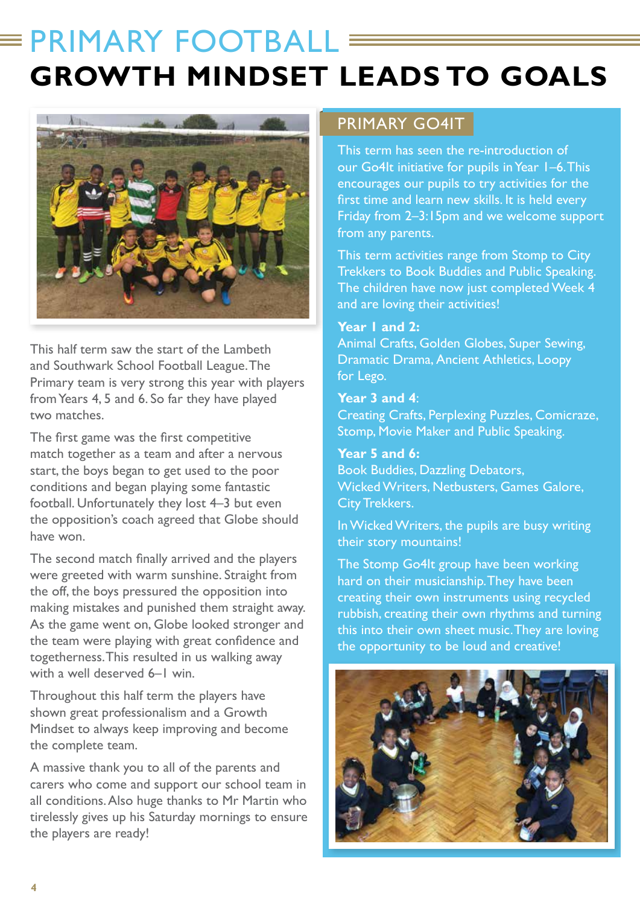# PRIMARY FOOTBALL

## GROWTH MINDSET LEADS TO GOALS

This half term saw the start of the Lambeth and Southwark School Football League. The Primary team is very strong this year with players from Years 4, 5 and 6. So far they have played two matches.

The first game was the first competitive match together as a team and after a nervous start, the boys began to get used to the poor conditions and began playing some fantastic football. Unfortunately they lost 4–3 but even the opposition's coach agreed that Globe should have won.

The second match finally arrived and the players were greeted with warm sunshine. Straight from the off, the boys pressured the opposition into making mistakes and punished them straight away. As the game went on, Globe looked stronger and the team were playing with great confidence and togetherness. This resulted in us walking away with a well deserved 6–1 win.

Throughout this half term the players have shown great professionalism and a Growth Mindset to always keep improving and become the complete team.

A massive thank you to all of the parents and carers who come and support our school team in all conditions. Also huge thanks to Mr Martin who tirelessly gives up his Saturday mornings to ensure the players are ready!

## PRIMARY GO4IT

This term has seen the re-introduction of our Go4It initiative for pupils in Year 1–6. This encourages our pupils to try activities for the first time and learn new skills. It is held every Friday from 2–3:15pm and we welcome support from any parents.

This term activities range from Stomp to City Trekkers to Book Buddies and Public Speaking. The children have now just completed Week 4 and are loving their activities!

**Year 1 and 2:**
Animal Crafts, Golden Globes, Super Sewing, Dramatic Drama, Ancient Athletics, Loopy for Lego.

**Year 3 and 4**:
Creating Crafts, Perplexing Puzzles, Comicraze, Stomp, Movie Maker and Public Speaking.

**Year 5 and 6:**
Book Buddies, Dazzling Debators, Wicked Writers, Netbusters, Games Galore, City Trekkers.

In Wicked Writers, the pupils are busy writing their story mountains!

The Stomp Go4It group have been working hard on their musicianship. They have been creating their own instruments using recycled rubbish, creating their own rhythms and turning this into their own sheet music. They are loving the opportunity to be loud and creative!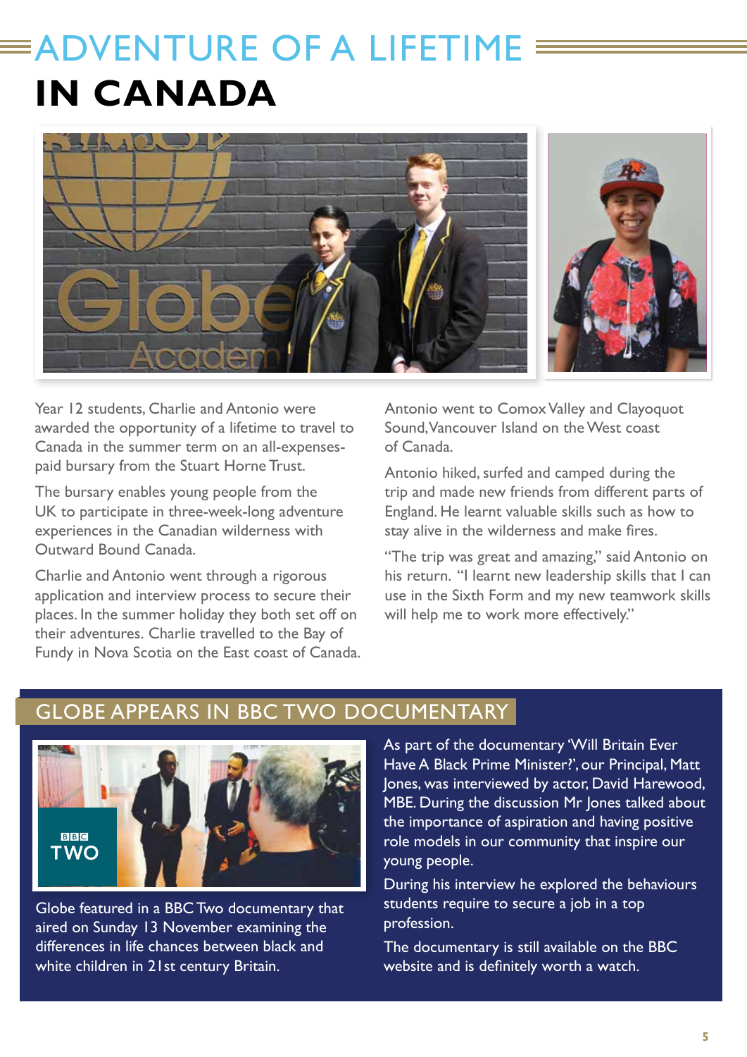# ADVENTURE OF A LIFETIME IN CANADA

Year 12 students, Charlie and Antonio were awarded the opportunity of a lifetime to travel to Canada in the summer term on an all-expenses-paid bursary from the Stuart Horne Trust.

The bursary enables young people from the UK to participate in three-week-long adventure experiences in the Canadian wilderness with Outward Bound Canada.

Charlie and Antonio went through a rigorous application and interview process to secure their places. In the summer holiday they both set off on their adventures. Charlie travelled to the Bay of Fundy in Nova Scotia on the East coast of Canada.

Antonio went to Comox Valley and Clayoquot Sound, Vancouver Island on the West coast of Canada.

Antonio hiked, surfed and camped during the trip and made new friends from different parts of England. He learnt valuable skills such as how to stay alive in the wilderness and make fires.

"The trip was great and amazing," said Antonio on his return. "I learnt new leadership skills that I can use in the Sixth Form and my new teamwork skills will help me to work more effectively."

## GLOBE APPEARS IN BBC TWO DOCUMENTARY

Globe featured in a BBC Two documentary that aired on Sunday 13 November examining the differences in life chances between black and white children in 21st century Britain.

As part of the documentary 'Will Britain Ever Have A Black Prime Minister?', our Principal, Matt Jones, was interviewed by actor, David Harewood, MBE. During the discussion Mr Jones talked about the importance of aspiration and having positive role models in our community that inspire our young people.

During his interview he explored the behaviours students require to secure a job in a top profession.

The documentary is still available on the BBC website and is definitely worth a watch.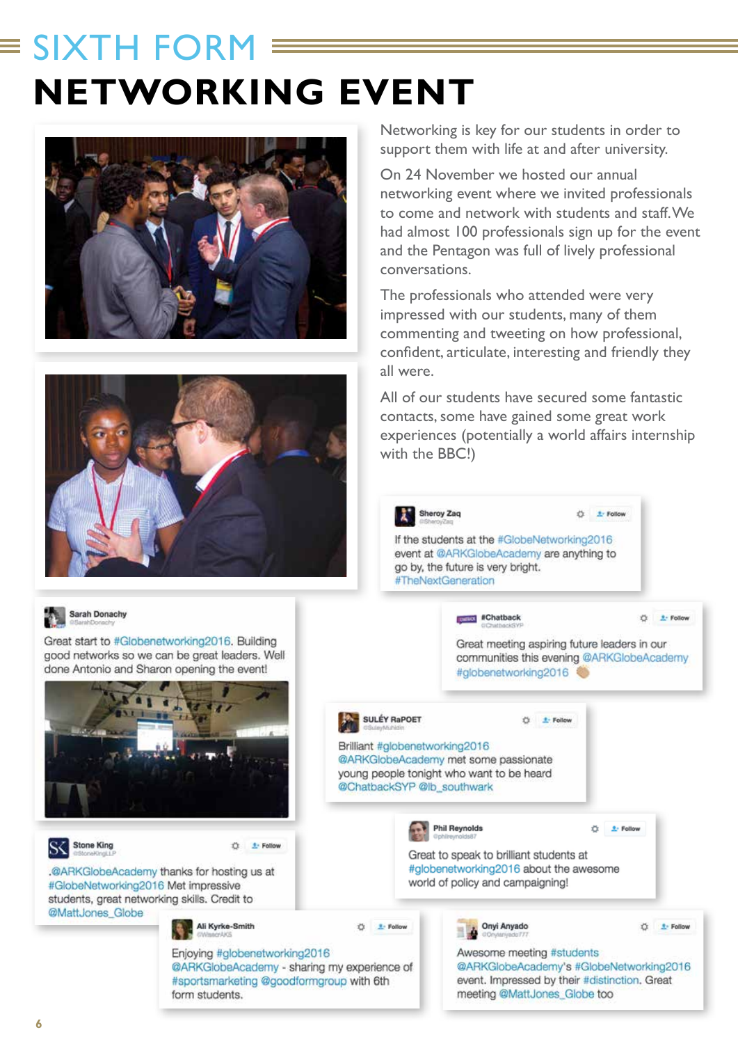# SIXTH FORM
# NETWORKING EVENT

Networking is key for our students in order to support them with life at and after university.

On 24 November we hosted our annual networking event where we invited professionals to come and network with students and staff. We had almost 100 professionals sign up for the event and the Pentagon was full of lively professional conversations.

The professionals who attended were very impressed with our students, many of them commenting and tweeting on how professional, confident, articulate, interesting and friendly they all were.

All of our students have secured some fantastic contacts, some have gained some great work experiences (potentially a world affairs internship with the BBC!)

**Sherоy Zaq** @SheroyZaq
If the students at the #GlobeNetworking2016 event at @ARKGlobeAcademy are anything to go by, the future is very bright. #TheNextGeneration

**Sarah Donachy** @SarahDonachy
Great start to #Globenetworking2016. Building good networks so we can be great leaders. Well done Antonio and Sharon opening the event!

**#Chatback** @ChatbackSYP
Great meeting aspiring future leaders in our communities this evening @ARKGlobeAcademy #globenetworking2016

**SULÉY RaPOET** @SuleyMuhidin
Brilliant #globenetworking2016 @ARKGlobeAcademy met some passionate young people tonight who want to be heard @ChatbackSYP @lb_southwark

**Phil Reynolds** @philreynolds87
Great to speak to brilliant students at #globenetworking2016 about the awesome world of policy and campaigning!

**Stone King** @StoneKingLLP
.@ARKGlobeAcademy thanks for hosting us at #GlobeNetworking2016 Met impressive students, great networking skills. Credit to @MattJones_Globe

**Ali Kyrke-Smith** @WisecrAKS
Enjoying #globenetworking2016 @ARKGlobeAcademy - sharing my experience of #sportsmarketing @goodformgroup with 6th form students.

**Onyi Anyado** @Onyianyado777
Awesome meeting #students @ARKGlobeAcademy's #GlobeNetworking2016 event. Impressed by their #distinction. Great meeting @MattJones_Globe too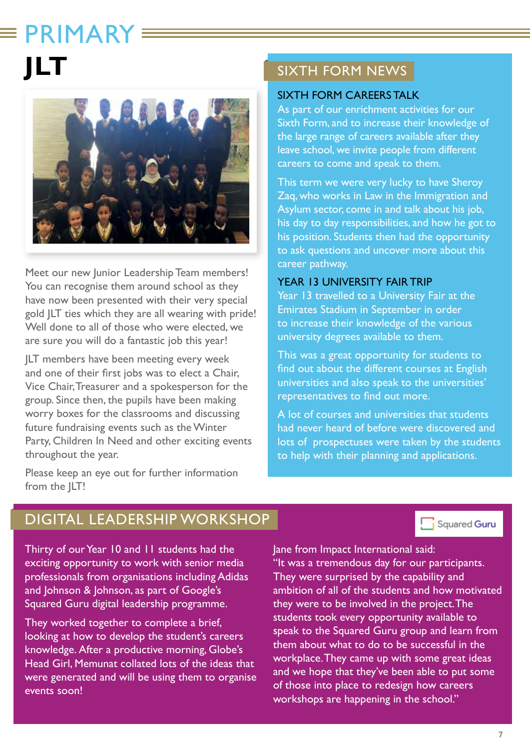# PRIMARY

## JLT

Meet our new Junior Leadership Team members! You can recognise them around school as they have now been presented with their very special gold JLT ties which they are all wearing with pride! Well done to all of those who were elected, we are sure you will do a fantastic job this year!

JLT members have been meeting every week and one of their first jobs was to elect a Chair, Vice Chair, Treasurer and a spokesperson for the group. Since then, the pupils have been making worry boxes for the classrooms and discussing future fundraising events such as the Winter Party, Children In Need and other exciting events throughout the year.

Please keep an eye out for further information from the JLT!

## SIXTH FORM NEWS

### SIXTH FORM CAREERS TALK

As part of our enrichment activities for our Sixth Form, and to increase their knowledge of the large range of careers available after they leave school, we invite people from different careers to come and speak to them.

This term we were very lucky to have Sheroy Zaq, who works in Law in the Immigration and Asylum sector, come in and talk about his job, his day to day responsibilities, and how he got to his position. Students then had the opportunity to ask questions and uncover more about this career pathway.

### YEAR 13 UNIVERSITY FAIR TRIP

Year 13 travelled to a University Fair at the Emirates Stadium in September in order to increase their knowledge of the various university degrees available to them.

This was a great opportunity for students to find out about the different courses at English universities and also speak to the universities' representatives to find out more.

A lot of courses and universities that students had never heard of before were discovered and lots of prospectuses were taken by the students to help with their planning and applications.

## DIGITAL LEADERSHIP WORKSHOP

Squared Guru

Thirty of our Year 10 and 11 students had the exciting opportunity to work with senior media professionals from organisations including Adidas and Johnson & Johnson, as part of Google's Squared Guru digital leadership programme.

They worked together to complete a brief, looking at how to develop the student's careers knowledge. After a productive morning, Globe's Head Girl, Memunat collated lots of the ideas that were generated and will be using them to organise events soon!

Jane from Impact International said:
"It was a tremendous day for our participants. They were surprised by the capability and ambition of all of the students and how motivated they were to be involved in the project. The students took every opportunity available to speak to the Squared Guru group and learn from them about what to do to be successful in the workplace. They came up with some great ideas and we hope that they've been able to put some of those into place to redesign how careers workshops are happening in the school."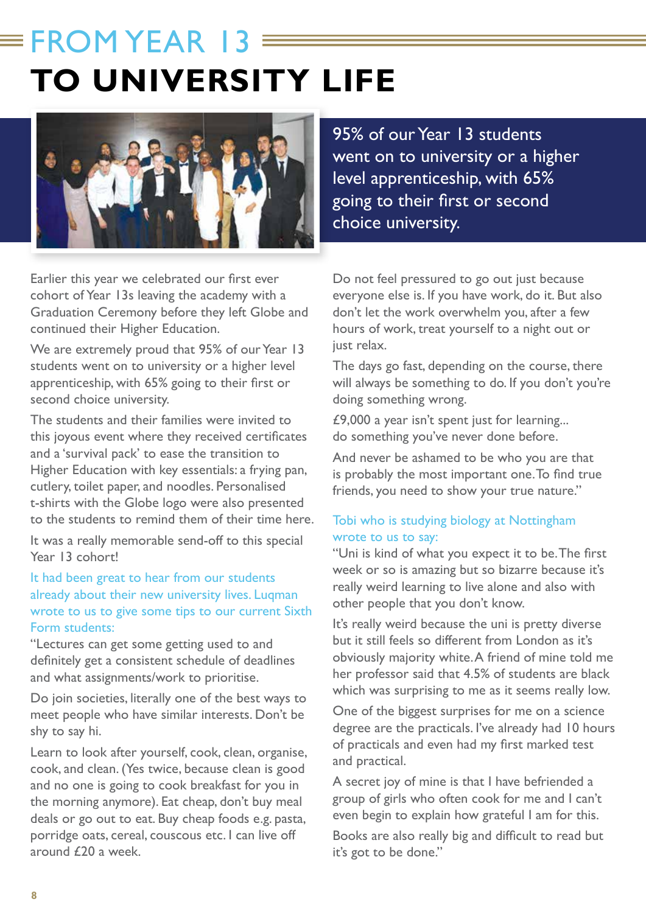# FROM YEAR 13 TO UNIVERSITY LIFE

95% of our Year 13 students went on to university or a higher level apprenticeship, with 65% going to their first or second choice university.

Earlier this year we celebrated our first ever cohort of Year 13s leaving the academy with a Graduation Ceremony before they left Globe and continued their Higher Education.

We are extremely proud that 95% of our Year 13 students went on to university or a higher level apprenticeship, with 65% going to their first or second choice university.

The students and their families were invited to this joyous event where they received certificates and a 'survival pack' to ease the transition to Higher Education with key essentials: a frying pan, cutlery, toilet paper, and noodles. Personalised t-shirts with the Globe logo were also presented to the students to remind them of their time here.

It was a really memorable send-off to this special Year 13 cohort!

It had been great to hear from our students already about their new university lives. Luqman wrote to us to give some tips to our current Sixth Form students:

"Lectures can get some getting used to and definitely get a consistent schedule of deadlines and what assignments/work to prioritise.

Do join societies, literally one of the best ways to meet people who have similar interests. Don't be shy to say hi.

Learn to look after yourself, cook, clean, organise, cook, and clean. (Yes twice, because clean is good and no one is going to cook breakfast for you in the morning anymore). Eat cheap, don't buy meal deals or go out to eat. Buy cheap foods e.g. pasta, porridge oats, cereal, couscous etc. I can live off around £20 a week.

Do not feel pressured to go out just because everyone else is. If you have work, do it. But also don't let the work overwhelm you, after a few hours of work, treat yourself to a night out or just relax.

The days go fast, depending on the course, there will always be something to do. If you don't you're doing something wrong.

£9,000 a year isn't spent just for learning... do something you've never done before.

And never be ashamed to be who you are that is probably the most important one. To find true friends, you need to show your true nature."

Tobi who is studying biology at Nottingham wrote to us to say:

"Uni is kind of what you expect it to be. The first week or so is amazing but so bizarre because it's really weird learning to live alone and also with other people that you don't know.

It's really weird because the uni is pretty diverse but it still feels so different from London as it's obviously majority white. A friend of mine told me her professor said that 4.5% of students are black which was surprising to me as it seems really low.

One of the biggest surprises for me on a science degree are the practicals. I've already had 10 hours of practicals and even had my first marked test and practical.

A secret joy of mine is that I have befriended a group of girls who often cook for me and I can't even begin to explain how grateful I am for this.

Books are also really big and difficult to read but it's got to be done."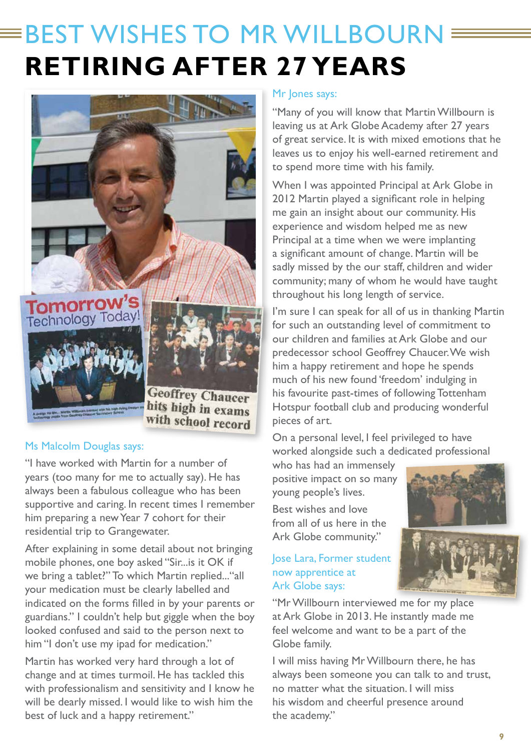# BEST WISHES TO MR WILLBOURN
# RETIRING AFTER 27 YEARS

Tomorrow's Technology Today!

Geoffrey Chaucer hits high in exams with school record

### Ms Malcolm Douglas says:

"I have worked with Martin for a number of years (too many for me to actually say). He has always been a fabulous colleague who has been supportive and caring. In recent times I remember him preparing a new Year 7 cohort for their residential trip to Grangewater.

After explaining in some detail about not bringing mobile phones, one boy asked "Sir...is it OK if we bring a tablet?" To which Martin replied..."all your medication must be clearly labelled and indicated on the forms filled in by your parents or guardians." I couldn't help but giggle when the boy looked confused and said to the person next to him "I don't use my ipad for medication."

Martin has worked very hard through a lot of change and at times turmoil. He has tackled this with professionalism and sensitivity and I know he will be dearly missed. I would like to wish him the best of luck and a happy retirement."

### Mr Jones says:

"Many of you will know that Martin Willbourn is leaving us at Ark Globe Academy after 27 years of great service. It is with mixed emotions that he leaves us to enjoy his well-earned retirement and to spend more time with his family.

When I was appointed Principal at Ark Globe in 2012 Martin played a significant role in helping me gain an insight about our community. His experience and wisdom helped me as new Principal at a time when we were implanting a significant amount of change. Martin will be sadly missed by the our staff, children and wider community; many of whom he would have taught throughout his long length of service.

I'm sure I can speak for all of us in thanking Martin for such an outstanding level of commitment to our children and families at Ark Globe and our predecessor school Geoffrey Chaucer. We wish him a happy retirement and hope he spends much of his new found 'freedom' indulging in his favourite past-times of following Tottenham Hotspur football club and producing wonderful pieces of art.

On a personal level, I feel privileged to have worked alongside such a dedicated professional who has had an immensely positive impact on so many young people's lives.

Best wishes and love from all of us here in the Ark Globe community."

### Jose Lara, Former student now apprentice at Ark Globe says:

"Mr Willbourn interviewed me for my place at Ark Globe in 2013. He instantly made me feel welcome and want to be a part of the Globe family.

I will miss having Mr Willbourn there, he has always been someone you can talk to and trust, no matter what the situation. I will miss his wisdom and cheerful presence around the academy."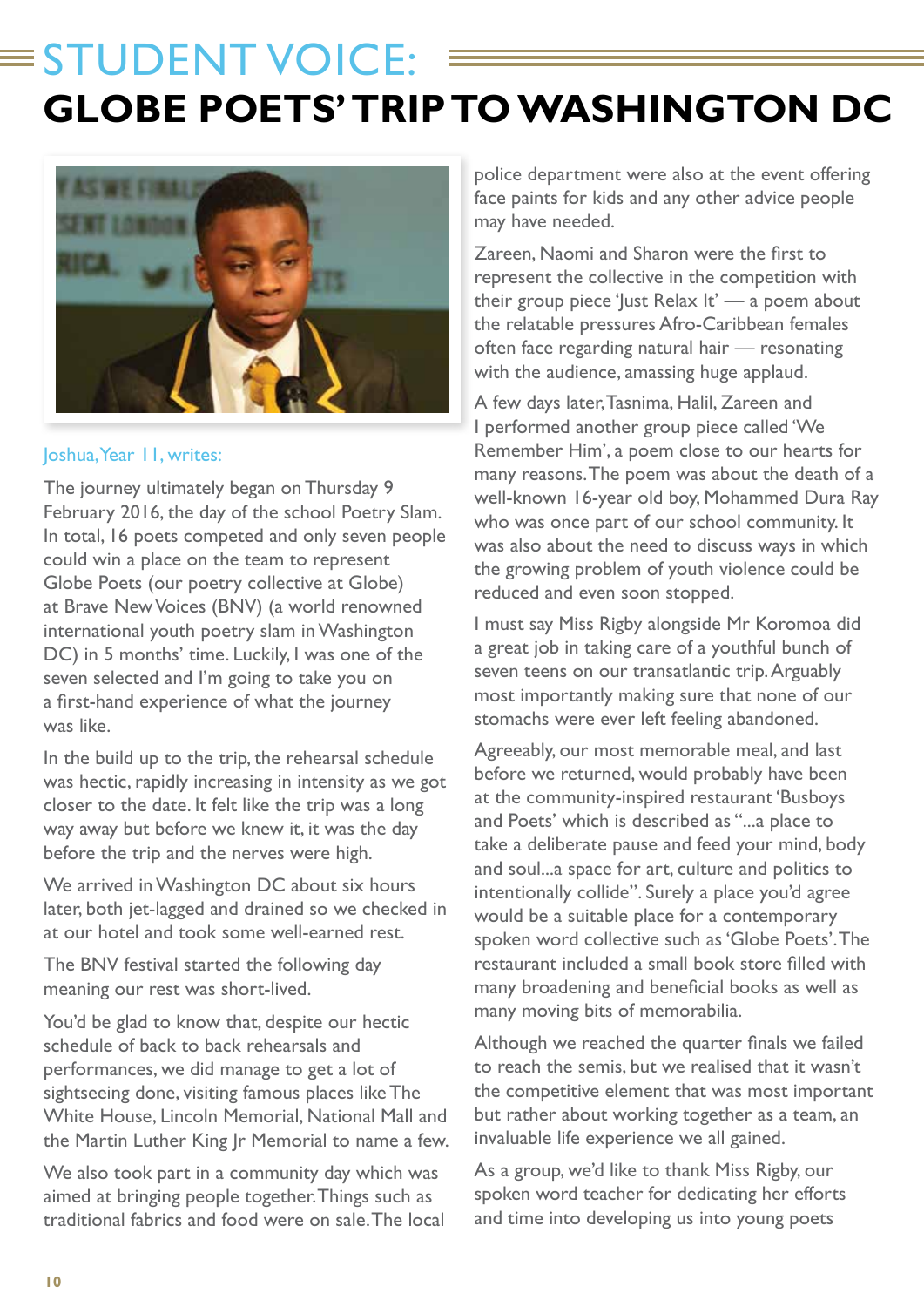# STUDENT VOICE:
## GLOBE POETS' TRIP TO WASHINGTON DC

Joshua, Year 11, writes:

The journey ultimately began on Thursday 9 February 2016, the day of the school Poetry Slam. In total, 16 poets competed and only seven people could win a place on the team to represent Globe Poets (our poetry collective at Globe) at Brave New Voices (BNV) (a world renowned international youth poetry slam in Washington DC) in 5 months' time. Luckily, I was one of the seven selected and I'm going to take you on a first-hand experience of what the journey was like.

In the build up to the trip, the rehearsal schedule was hectic, rapidly increasing in intensity as we got closer to the date. It felt like the trip was a long way away but before we knew it, it was the day before the trip and the nerves were high.

We arrived in Washington DC about six hours later, both jet-lagged and drained so we checked in at our hotel and took some well-earned rest.

The BNV festival started the following day meaning our rest was short-lived.

You'd be glad to know that, despite our hectic schedule of back to back rehearsals and performances, we did manage to get a lot of sightseeing done, visiting famous places like The White House, Lincoln Memorial, National Mall and the Martin Luther King Jr Memorial to name a few.

We also took part in a community day which was aimed at bringing people together. Things such as traditional fabrics and food were on sale. The local police department were also at the event offering face paints for kids and any other advice people may have needed.

Zareen, Naomi and Sharon were the first to represent the collective in the competition with their group piece 'Just Relax It' — a poem about the relatable pressures Afro-Caribbean females often face regarding natural hair — resonating with the audience, amassing huge applaud.

A few days later, Tasnima, Halil, Zareen and I performed another group piece called 'We Remember Him', a poem close to our hearts for many reasons. The poem was about the death of a well-known 16-year old boy, Mohammed Dura Ray who was once part of our school community. It was also about the need to discuss ways in which the growing problem of youth violence could be reduced and even soon stopped.

I must say Miss Rigby alongside Mr Koromoa did a great job in taking care of a youthful bunch of seven teens on our transatlantic trip. Arguably most importantly making sure that none of our stomachs were ever left feeling abandoned.

Agreeably, our most memorable meal, and last before we returned, would probably have been at the community-inspired restaurant 'Busboys and Poets' which is described as "...a place to take a deliberate pause and feed your mind, body and soul...a space for art, culture and politics to intentionally collide". Surely a place you'd agree would be a suitable place for a contemporary spoken word collective such as 'Globe Poets'. The restaurant included a small book store filled with many broadening and beneficial books as well as many moving bits of memorabilia.

Although we reached the quarter finals we failed to reach the semis, but we realised that it wasn't the competitive element that was most important but rather about working together as a team, an invaluable life experience we all gained.

As a group, we'd like to thank Miss Rigby, our spoken word teacher for dedicating her efforts and time into developing us into young poets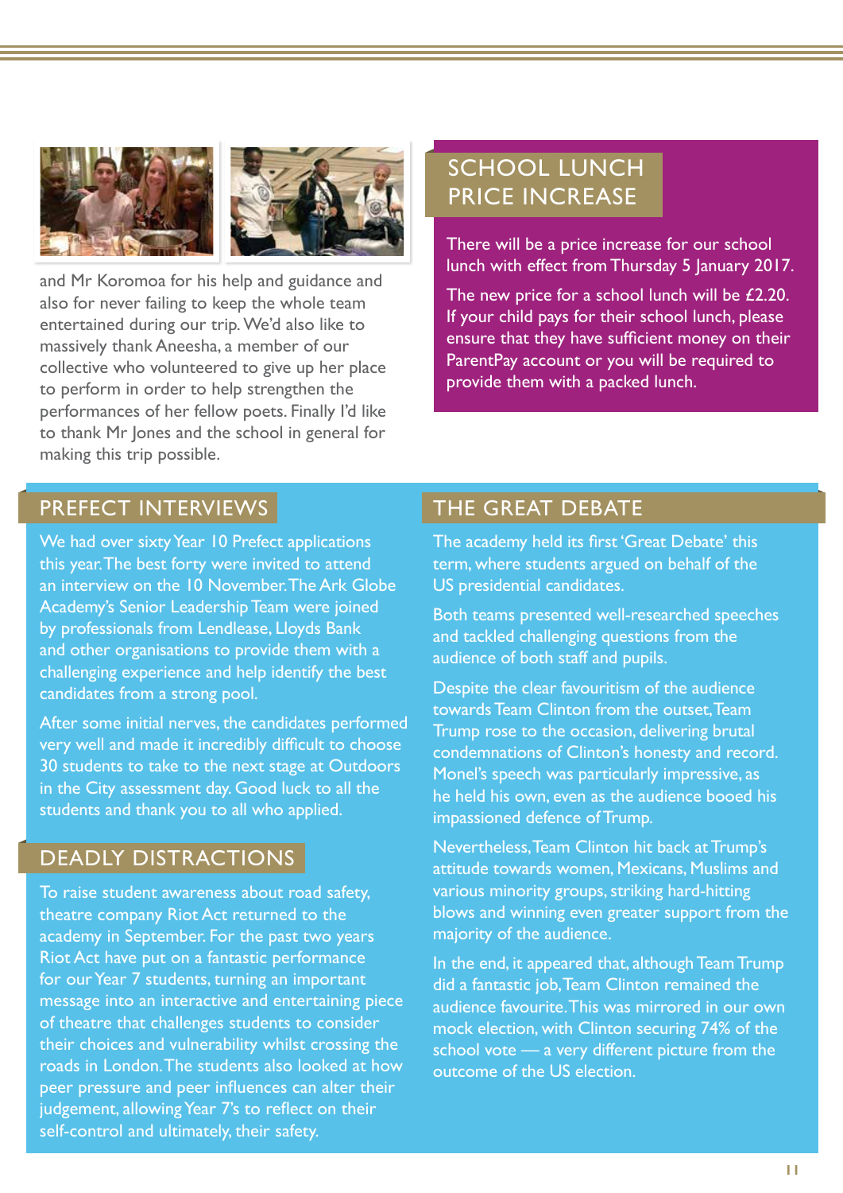and Mr Koromoa for his help and guidance and also for never failing to keep the whole team entertained during our trip. We'd also like to massively thank Aneesha, a member of our collective who volunteered to give up her place to perform in order to help strengthen the performances of her fellow poets. Finally I'd like to thank Mr Jones and the school in general for making this trip possible.

## SCHOOL LUNCH PRICE INCREASE

There will be a price increase for our school lunch with effect from Thursday 5 January 2017.

The new price for a school lunch will be £2.20. If your child pays for their school lunch, please ensure that they have sufficient money on their ParentPay account or you will be required to provide them with a packed lunch.

## PREFECT INTERVIEWS

We had over sixty Year 10 Prefect applications this year. The best forty were invited to attend an interview on the 10 November. The Ark Globe Academy's Senior Leadership Team were joined by professionals from Lendlease, Lloyds Bank and other organisations to provide them with a challenging experience and help identify the best candidates from a strong pool.

After some initial nerves, the candidates performed very well and made it incredibly difficult to choose 30 students to take to the next stage at Outdoors in the City assessment day. Good luck to all the students and thank you to all who applied.

## DEADLY DISTRACTIONS

To raise student awareness about road safety, theatre company Riot Act returned to the academy in September. For the past two years Riot Act have put on a fantastic performance for our Year 7 students, turning an important message into an interactive and entertaining piece of theatre that challenges students to consider their choices and vulnerability whilst crossing the roads in London. The students also looked at how peer pressure and peer influences can alter their judgement, allowing Year 7's to reflect on their self-control and ultimately, their safety.

## THE GREAT DEBATE

The academy held its first 'Great Debate' this term, where students argued on behalf of the US presidential candidates.

Both teams presented well-researched speeches and tackled challenging questions from the audience of both staff and pupils.

Despite the clear favouritism of the audience towards Team Clinton from the outset, Team Trump rose to the occasion, delivering brutal condemnations of Clinton's honesty and record. Monel's speech was particularly impressive, as he held his own, even as the audience booed his impassioned defence of Trump.

Nevertheless, Team Clinton hit back at Trump's attitude towards women, Mexicans, Muslims and various minority groups, striking hard-hitting blows and winning even greater support from the majority of the audience.

In the end, it appeared that, although Team Trump did a fantastic job, Team Clinton remained the audience favourite. This was mirrored in our own mock election, with Clinton securing 74% of the school vote — a very different picture from the outcome of the US election.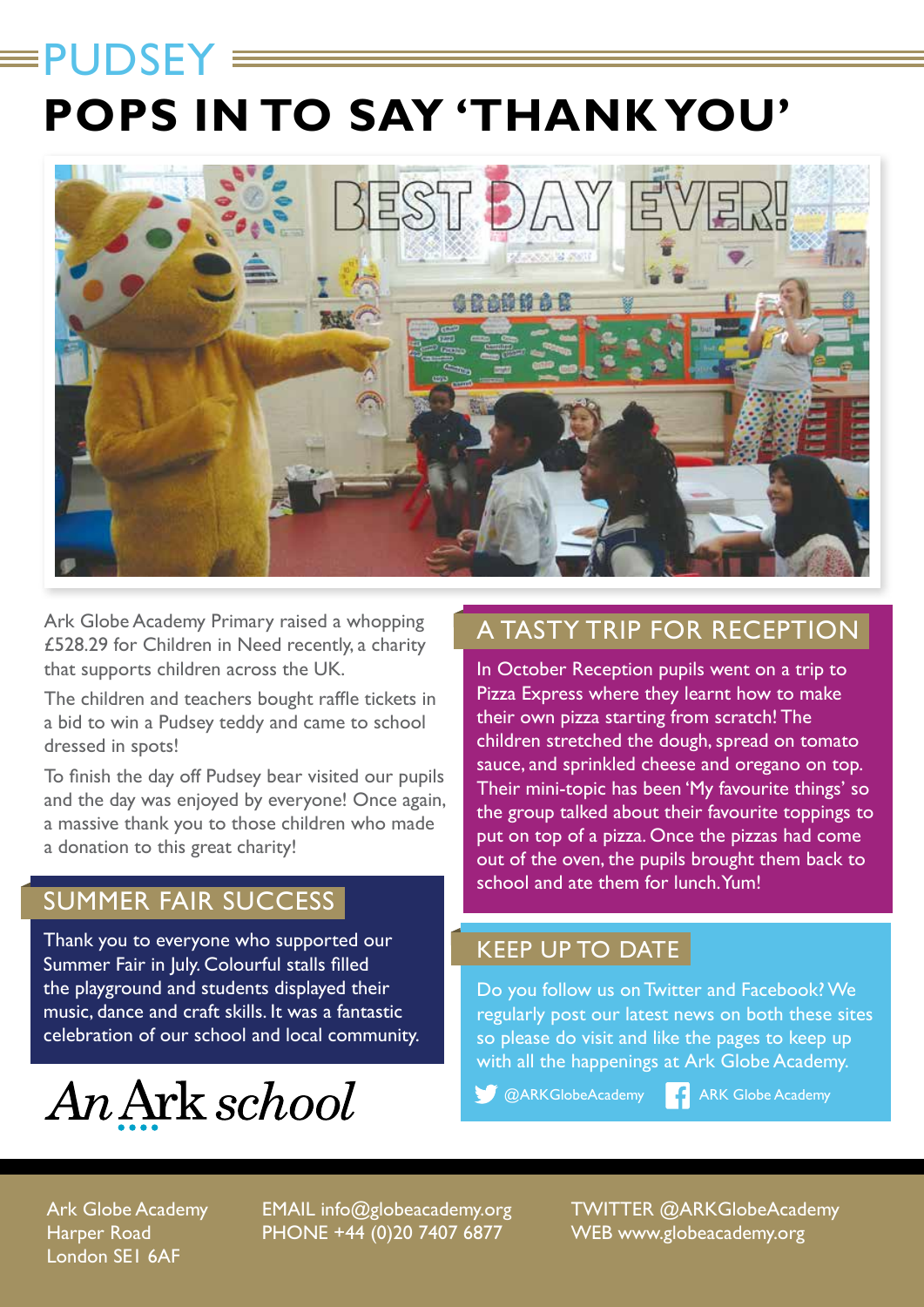# PUDSEY POPS IN TO SAY 'THANK YOU'

Ark Globe Academy Primary raised a whopping £528.29 for Children in Need recently, a charity that supports children across the UK.

The children and teachers bought raffle tickets in a bid to win a Pudsey teddy and came to school dressed in spots!

To finish the day off Pudsey bear visited our pupils and the day was enjoyed by everyone! Once again, a massive thank you to those children who made a donation to this great charity!

## SUMMER FAIR SUCCESS

Thank you to everyone who supported our Summer Fair in July. Colourful stalls filled the playground and students displayed their music, dance and craft skills. It was a fantastic celebration of our school and local community.

*An Ark school*

## A TASTY TRIP FOR RECEPTION

In October Reception pupils went on a trip to Pizza Express where they learnt how to make their own pizza starting from scratch! The children stretched the dough, spread on tomato sauce, and sprinkled cheese and oregano on top. Their mini-topic has been 'My favourite things' so the group talked about their favourite toppings to put on top of a pizza. Once the pizzas had come out of the oven, the pupils brought them back to school and ate them for lunch. Yum!

## KEEP UP TO DATE

Do you follow us on Twitter and Facebook? We regularly post our latest news on both these sites so please do visit and like the pages to keep up with all the happenings at Ark Globe Academy.

@ARKGlobeAcademy ARK Globe Academy

Ark Globe Academy
Harper Road
London SE1 6AF

EMAIL info@globeacademy.org
PHONE +44 (0)20 7407 6877

TWITTER @ARKGlobeAcademy
WEB www.globeacademy.org